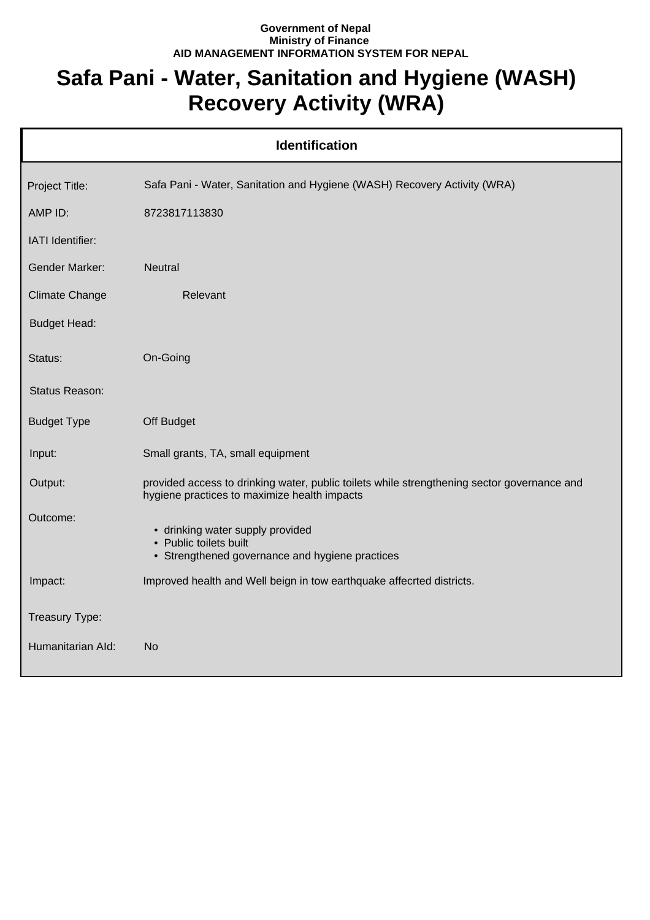**Government of Nepal**
**Ministry of Finance**
**AID MANAGEMENT INFORMATION SYSTEM FOR NEPAL**

# Safa Pani - Water, Sanitation and Hygiene (WASH) Recovery Activity (WRA)

## Identification

| | |
|---|---|
| Project Title: | Safa Pani - Water, Sanitation and Hygiene (WASH) Recovery Activity (WRA) |
| AMP ID: | 8723817113830 |
| IATI Identifier: | |
| Gender Marker: | Neutral |
| Climate Change | Relevant |
| Budget Head: | |
| Status: | On-Going |
| Status Reason: | |
| Budget Type | Off Budget |
| Input: | Small grants, TA, small equipment |
| Output: | provided access to drinking water, public toilets while strengthening sector governance and hygiene practices to maximize health impacts |
| Outcome: | • drinking water supply provided<br>• Public toilets built<br>• Strengthened governance and hygiene practices |
| Impact: | Improved health and Well beign in tow earthquake affecrted districts. |
| Treasury Type: | |
| Humanitarian AId: | No |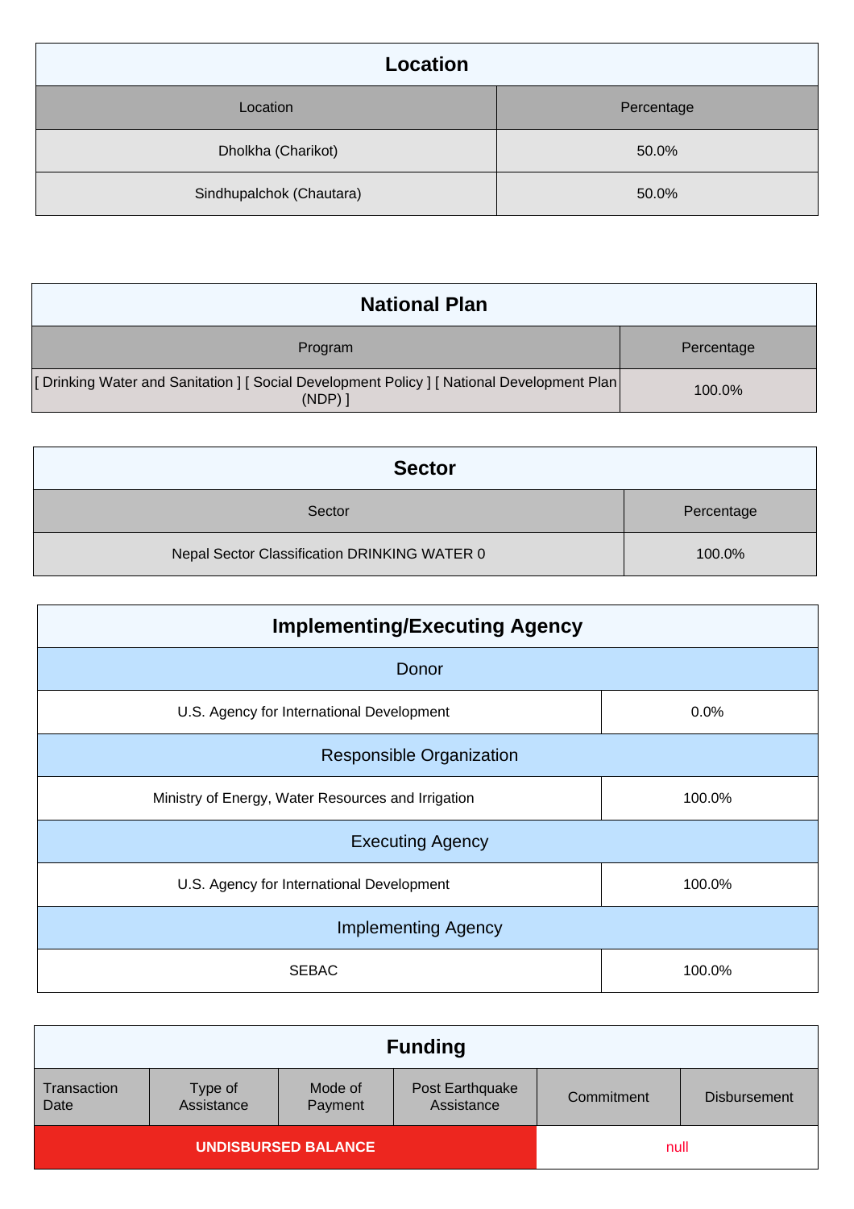## Location

| Location | Percentage |
| --- | --- |
| Dholkha (Charikot) | 50.0% |
| Sindhupalchok (Chautara) | 50.0% |

## National Plan

| Program | Percentage |
| --- | --- |
| [ Drinking Water and Sanitation ] [ Social Development Policy ] [ National Development Plan (NDP) ] | 100.0% |

## Sector

| Sector | Percentage |
| --- | --- |
| Nepal Sector Classification DRINKING WATER 0 | 100.0% |

## Implementing/Executing Agency

| Donor | |
| --- | --- |
| U.S. Agency for International Development | 0.0% |
| **Responsible Organization** | |
| Ministry of Energy, Water Resources and Irrigation | 100.0% |
| **Executing Agency** | |
| U.S. Agency for International Development | 100.0% |
| **Implementing Agency** | |
| SEBAC | 100.0% |

## Funding

| Transaction Date | Type of Assistance | Mode of Payment | Post Earthquake Assistance | Commitment | Disbursement |
| --- | --- | --- | --- | --- | --- |
| **UNDISBURSED BALANCE** | | | | null | |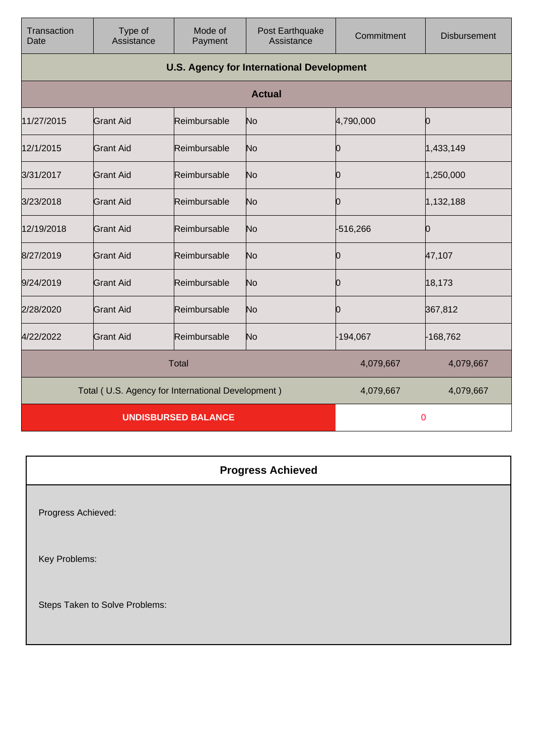| Transaction Date | Type of Assistance | Mode of Payment | Post Earthquake Assistance | Commitment | Disbursement |
|---|---|---|---|---|---|
| **U.S. Agency for International Development** | | | | | |
| **Actual** | | | | | |
| 11/27/2015 | Grant Aid | Reimbursable | No | 4,790,000 | 0 |
| 12/1/2015 | Grant Aid | Reimbursable | No | 0 | 1,433,149 |
| 3/31/2017 | Grant Aid | Reimbursable | No | 0 | 1,250,000 |
| 3/23/2018 | Grant Aid | Reimbursable | No | 0 | 1,132,188 |
| 12/19/2018 | Grant Aid | Reimbursable | No | -516,266 | 0 |
| 8/27/2019 | Grant Aid | Reimbursable | No | 0 | 47,107 |
| 9/24/2019 | Grant Aid | Reimbursable | No | 0 | 18,173 |
| 2/28/2020 | Grant Aid | Reimbursable | No | 0 | 367,812 |
| 4/22/2022 | Grant Aid | Reimbursable | No | -194,067 | -168,762 |
| Total | | | | 4,079,667 | 4,079,667 |
| Total ( U.S. Agency for International Development ) | | | | 4,079,667 | 4,079,667 |
| **UNDISBURSED BALANCE** | | | | 0 | |

## Progress Achieved

Progress Achieved:

Key Problems:

Steps Taken to Solve Problems: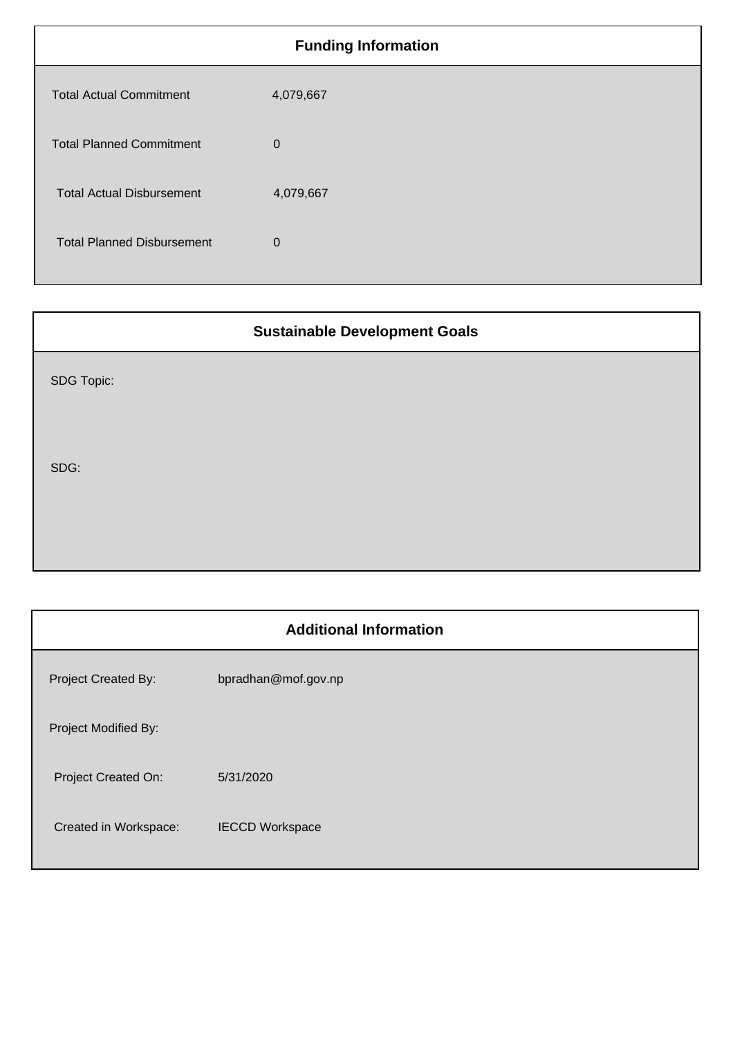## Funding Information

| | |
|---|---|
| Total Actual Commitment | 4,079,667 |
| Total Planned Commitment | 0 |
| Total Actual Disbursement | 4,079,667 |
| Total Planned Disbursement | 0 |

## Sustainable Development Goals

SDG Topic:

SDG:

## Additional Information

| | |
|---|---|
| Project Created By: | bpradhan@mof.gov.np |
| Project Modified By: | |
| Project Created On: | 5/31/2020 |
| Created in Workspace: | IECCD Workspace |